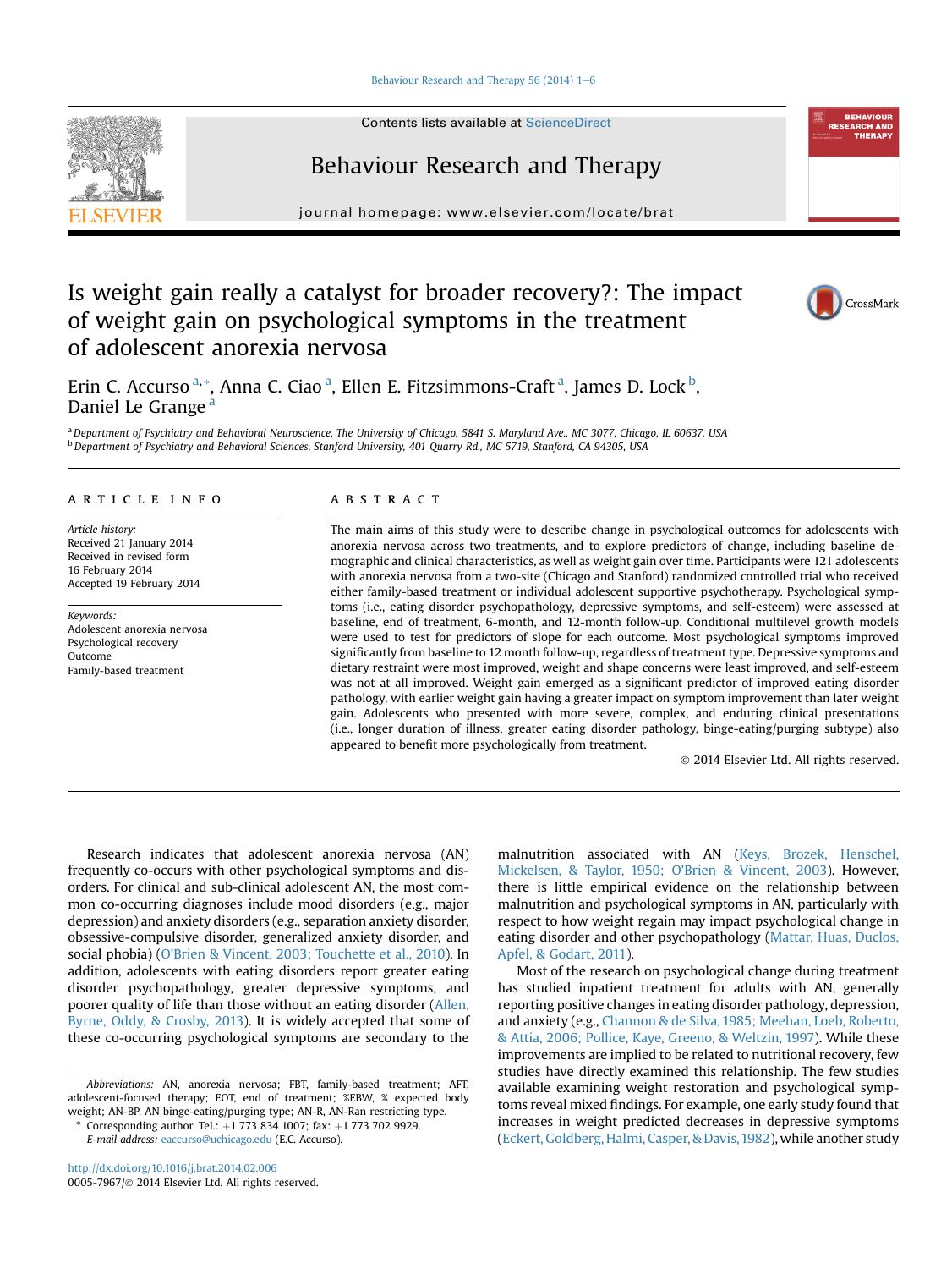# Is weight gain really a catalyst for broader recovery?: The impact of weight gain on psychological symptoms in the treatment of adolescent anorexia nervosa

Erin C. Accurso [a,*], Anna C. Ciao [a], Ellen E. Fitzsimmons-Craft [a], James D. Lock [b], Daniel Le Grange [a]

[a] Department of Psychiatry and Behavioral Neuroscience, The University of Chicago, 5841 S. Maryland Ave., MC 3077, Chicago, IL 60637, USA
[b] Department of Psychiatry and Behavioral Sciences, Stanford University, 401 Quarry Rd., MC 5719, Stanford, CA 94305, USA

## ARTICLE INFO

*Article history:*
Received 21 January 2014
Received in revised form
16 February 2014
Accepted 19 February 2014

*Keywords:*
Adolescent anorexia nervosa
Psychological recovery
Outcome
Family-based treatment

## ABSTRACT

The main aims of this study were to describe change in psychological outcomes for adolescents with anorexia nervosa across two treatments, and to explore predictors of change, including baseline demographic and clinical characteristics, as well as weight gain over time. Participants were 121 adolescents with anorexia nervosa from a two-site (Chicago and Stanford) randomized controlled trial who received either family-based treatment or individual adolescent supportive psychotherapy. Psychological symptoms (i.e., eating disorder psychopathology, depressive symptoms, and self-esteem) were assessed at baseline, end of treatment, 6-month, and 12-month follow-up. Conditional multilevel growth models were used to test for predictors of slope for each outcome. Most psychological symptoms improved significantly from baseline to 12 month follow-up, regardless of treatment type. Depressive symptoms and dietary restraint were most improved, weight and shape concerns were least improved, and self-esteem was not at all improved. Weight gain emerged as a significant predictor of improved eating disorder pathology, with earlier weight gain having a greater impact on symptom improvement than later weight gain. Adolescents who presented with more severe, complex, and enduring clinical presentations (i.e., longer duration of illness, greater eating disorder pathology, binge-eating/purging subtype) also appeared to benefit more psychologically from treatment.

© 2014 Elsevier Ltd. All rights reserved.

Research indicates that adolescent anorexia nervosa (AN) frequently co-occurs with other psychological symptoms and disorders. For clinical and sub-clinical adolescent AN, the most common co-occurring diagnoses include mood disorders (e.g., major depression) and anxiety disorders (e.g., separation anxiety disorder, obsessive-compulsive disorder, generalized anxiety disorder, and social phobia) (O'Brien & Vincent, 2003; Touchette et al., 2010). In addition, adolescents with eating disorders report greater eating disorder psychopathology, greater depressive symptoms, and poorer quality of life than those without an eating disorder (Allen, Byrne, Oddy, & Crosby, 2013). It is widely accepted that some of these co-occurring psychological symptoms are secondary to the malnutrition associated with AN (Keys, Brozek, Henschel, Mickelsen, & Taylor, 1950; O'Brien & Vincent, 2003). However, there is little empirical evidence on the relationship between malnutrition and psychological symptoms in AN, particularly with respect to how weight regain may impact psychological change in eating disorder and other psychopathology (Mattar, Huas, Duclos, Apfel, & Godart, 2011).

Most of the research on psychological change during treatment has studied inpatient treatment for adults with AN, generally reporting positive changes in eating disorder pathology, depression, and anxiety (e.g., Channon & de Silva, 1985; Meehan, Loeb, Roberto, & Attia, 2006; Pollice, Kaye, Greeno, & Weltzin, 1997). While these improvements are implied to be related to nutritional recovery, few studies have directly examined this relationship. The few studies available examining weight restoration and psychological symptoms reveal mixed findings. For example, one early study found that increases in weight predicted decreases in depressive symptoms (Eckert, Goldberg, Halmi, Casper, & Davis, 1982), while another study

*Abbreviations:* AN, anorexia nervosa; FBT, family-based treatment; AFT, adolescent-focused therapy; EOT, end of treatment; %EBW, % expected body weight; AN-BP, AN binge-eating/purging type; AN-R, AN-Ran restricting type.

\* Corresponding author. Tel.: +1 773 834 1007; fax: +1 773 702 9929.
*E-mail address:* eaccurso@uchicago.edu (E.C. Accurso).

http://dx.doi.org/10.1016/j.brat.2014.02.006
0005-7967/© 2014 Elsevier Ltd. All rights reserved.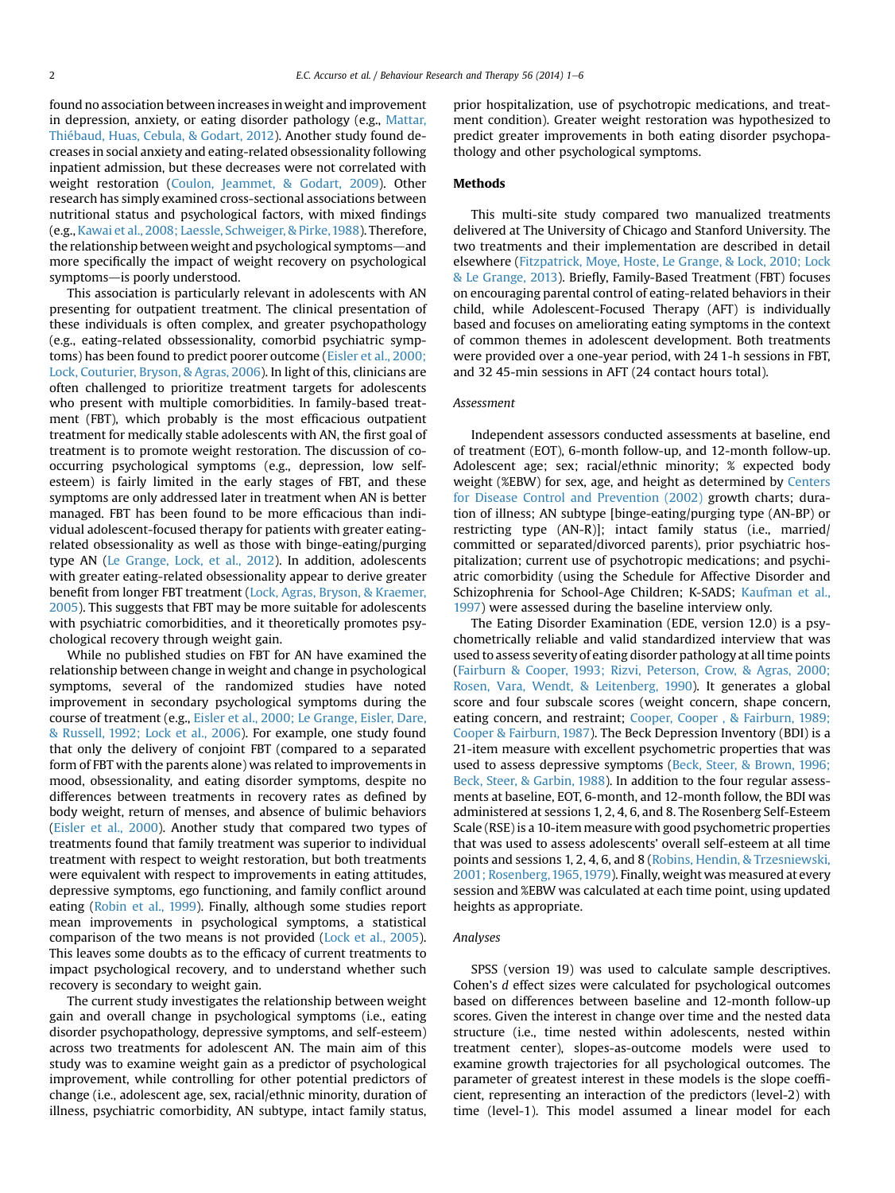found no association between increases in weight and improvement in depression, anxiety, or eating disorder pathology (e.g., Mattar, Thiébaud, Huas, Cebula, & Godart, 2012). Another study found decreases in social anxiety and eating-related obsessionality following inpatient admission, but these decreases were not correlated with weight restoration (Coulon, Jeammet, & Godart, 2009). Other research has simply examined cross-sectional associations between nutritional status and psychological factors, with mixed findings (e.g., Kawai et al., 2008; Laessle, Schweiger, & Pirke, 1988). Therefore, the relationship between weight and psychological symptoms—and more specifically the impact of weight recovery on psychological symptoms—is poorly understood.

This association is particularly relevant in adolescents with AN presenting for outpatient treatment. The clinical presentation of these individuals is often complex, and greater psychopathology (e.g., eating-related obssessionality, comorbid psychiatric symptoms) has been found to predict poorer outcome (Eisler et al., 2000; Lock, Couturier, Bryson, & Agras, 2006). In light of this, clinicians are often challenged to prioritize treatment targets for adolescents who present with multiple comorbidities. In family-based treatment (FBT), which probably is the most efficacious outpatient treatment for medically stable adolescents with AN, the first goal of treatment is to promote weight restoration. The discussion of co-occurring psychological symptoms (e.g., depression, low self-esteem) is fairly limited in the early stages of FBT, and these symptoms are only addressed later in treatment when AN is better managed. FBT has been found to be more efficacious than individual adolescent-focused therapy for patients with greater eating-related obsessionality as well as those with binge-eating/purging type AN (Le Grange, Lock, et al., 2012). In addition, adolescents with greater eating-related obsessionality appear to derive greater benefit from longer FBT treatment (Lock, Agras, Bryson, & Kraemer, 2005). This suggests that FBT may be more suitable for adolescents with psychiatric comorbidities, and it theoretically promotes psychological recovery through weight gain.

While no published studies on FBT for AN have examined the relationship between change in weight and change in psychological symptoms, several of the randomized studies have noted improvement in secondary psychological symptoms during the course of treatment (e.g., Eisler et al., 2000; Le Grange, Eisler, Dare, & Russell, 1992; Lock et al., 2006). For example, one study found that only the delivery of conjoint FBT (compared to a separated form of FBT with the parents alone) was related to improvements in mood, obsessionality, and eating disorder symptoms, despite no differences between treatments in recovery rates as defined by body weight, return of menses, and absence of bulimic behaviors (Eisler et al., 2000). Another study that compared two types of treatments found that family treatment was superior to individual treatment with respect to weight restoration, but both treatments were equivalent with respect to improvements in eating attitudes, depressive symptoms, ego functioning, and family conflict around eating (Robin et al., 1999). Finally, although some studies report mean improvements in psychological symptoms, a statistical comparison of the two means is not provided (Lock et al., 2005). This leaves some doubts as to the efficacy of current treatments to impact psychological recovery, and to understand whether such recovery is secondary to weight gain.

The current study investigates the relationship between weight gain and overall change in psychological symptoms (i.e., eating disorder psychopathology, depressive symptoms, and self-esteem) across two treatments for adolescent AN. The main aim of this study was to examine weight gain as a predictor of psychological improvement, while controlling for other potential predictors of change (i.e., adolescent age, sex, racial/ethnic minority, duration of illness, psychiatric comorbidity, AN subtype, intact family status, prior hospitalization, use of psychotropic medications, and treatment condition). Greater weight restoration was hypothesized to predict greater improvements in both eating disorder psychopathology and other psychological symptoms.

## Methods

This multi-site study compared two manualized treatments delivered at The University of Chicago and Stanford University. The two treatments and their implementation are described in detail elsewhere (Fitzpatrick, Moye, Hoste, Le Grange, & Lock, 2010; Lock & Le Grange, 2013). Briefly, Family-Based Treatment (FBT) focuses on encouraging parental control of eating-related behaviors in their child, while Adolescent-Focused Therapy (AFT) is individually based and focuses on ameliorating eating symptoms in the context of common themes in adolescent development. Both treatments were provided over a one-year period, with 24 1-h sessions in FBT, and 32 45-min sessions in AFT (24 contact hours total).

### *Assessment*

Independent assessors conducted assessments at baseline, end of treatment (EOT), 6-month follow-up, and 12-month follow-up. Adolescent age; sex; racial/ethnic minority; % expected body weight (%EBW) for sex, age, and height as determined by Centers for Disease Control and Prevention (2002) growth charts; duration of illness; AN subtype [binge-eating/purging type (AN-BP) or restricting type (AN-R)]; intact family status (i.e., married/committed or separated/divorced parents), prior psychiatric hospitalization; current use of psychotropic medications; and psychiatric comorbidity (using the Schedule for Affective Disorder and Schizophrenia for School-Age Children; K-SADS; Kaufman et al., 1997) were assessed during the baseline interview only.

The Eating Disorder Examination (EDE, version 12.0) is a psychometrically reliable and valid standardized interview that was used to assess severity of eating disorder pathology at all time points (Fairburn & Cooper, 1993; Rizvi, Peterson, Crow, & Agras, 2000; Rosen, Vara, Wendt, & Leitenberg, 1990). It generates a global score and four subscale scores (weight concern, shape concern, eating concern, and restraint; Cooper, Cooper , & Fairburn, 1989; Cooper & Fairburn, 1987). The Beck Depression Inventory (BDI) is a 21-item measure with excellent psychometric properties that was used to assess depressive symptoms (Beck, Steer, & Brown, 1996; Beck, Steer, & Garbin, 1988). In addition to the four regular assessments at baseline, EOT, 6-month, and 12-month follow, the BDI was administered at sessions 1, 2, 4, 6, and 8. The Rosenberg Self-Esteem Scale (RSE) is a 10-item measure with good psychometric properties that was used to assess adolescents' overall self-esteem at all time points and sessions 1, 2, 4, 6, and 8 (Robins, Hendin, & Trzesniewski, 2001; Rosenberg, 1965, 1979). Finally, weight was measured at every session and %EBW was calculated at each time point, using updated heights as appropriate.

### *Analyses*

SPSS (version 19) was used to calculate sample descriptives. Cohen's *d* effect sizes were calculated for psychological outcomes based on differences between baseline and 12-month follow-up scores. Given the interest in change over time and the nested data structure (i.e., time nested within adolescents, nested within treatment center), slopes-as-outcome models were used to examine growth trajectories for all psychological outcomes. The parameter of greatest interest in these models is the slope coefficient, representing an interaction of the predictors (level-2) with time (level-1). This model assumed a linear model for each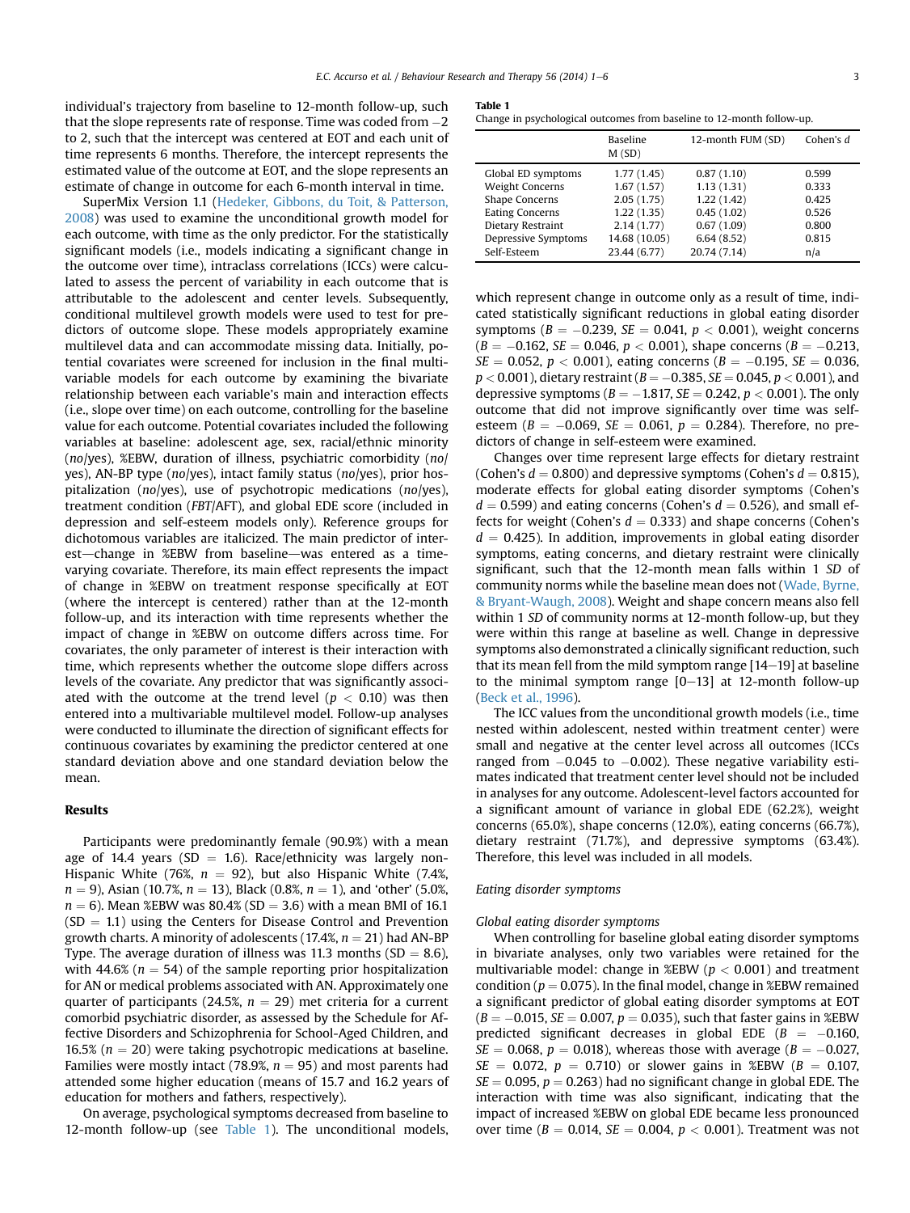individual's trajectory from baseline to 12-month follow-up, such that the slope represents rate of response. Time was coded from −2 to 2, such that the intercept was centered at EOT and each unit of time represents 6 months. Therefore, the intercept represents the estimated value of the outcome at EOT, and the slope represents an estimate of change in outcome for each 6-month interval in time.

SuperMix Version 1.1 (Hedeker, Gibbons, du Toit, & Patterson, 2008) was used to examine the unconditional growth model for each outcome, with time as the only predictor. For the statistically significant models (i.e., models indicating a significant change in the outcome over time), intraclass correlations (ICCs) were calculated to assess the percent of variability in each outcome that is attributable to the adolescent and center levels. Subsequently, conditional multilevel growth models were used to test for predictors of outcome slope. These models appropriately examine multilevel data and can accommodate missing data. Initially, potential covariates were screened for inclusion in the final multivariable models for each outcome by examining the bivariate relationship between each variable's main and interaction effects (i.e., slope over time) on each outcome, controlling for the baseline value for each outcome. Potential covariates included the following variables at baseline: adolescent age, sex, racial/ethnic minority (*no*/yes), %EBW, duration of illness, psychiatric comorbidity (*no*/yes), AN-BP type (*no*/yes), intact family status (*no*/yes), prior hospitalization (*no*/yes), use of psychotropic medications (*no*/yes), treatment condition (*FBT*/AFT), and global EDE score (included in depression and self-esteem models only). Reference groups for dichotomous variables are italicized. The main predictor of interest—change in %EBW from baseline—was entered as a time-varying covariate. Therefore, its main effect represents the impact of change in %EBW on treatment response specifically at EOT (where the intercept is centered) rather than at the 12-month follow-up, and its interaction with time represents whether the impact of change in %EBW on outcome differs across time. For covariates, the only parameter of interest is their interaction with time, which represents whether the outcome slope differs across levels of the covariate. Any predictor that was significantly associated with the outcome at the trend level ($p < 0.10$) was then entered into a multivariable multilevel model. Follow-up analyses were conducted to illuminate the direction of significant effects for continuous covariates by examining the predictor centered at one standard deviation above and one standard deviation below the mean.

## Results

Participants were predominantly female (90.9%) with a mean age of 14.4 years (SD = 1.6). Race/ethnicity was largely non-Hispanic White (76%, $n = 92$), but also Hispanic White (7.4%, $n = 9$), Asian (10.7%, $n = 13$), Black (0.8%, $n = 1$), and 'other' (5.0%, $n = 6$). Mean %EBW was 80.4% (SD = 3.6) with a mean BMI of 16.1 (SD = 1.1) using the Centers for Disease Control and Prevention growth charts. A minority of adolescents (17.4%, $n = 21$) had AN-BP Type. The average duration of illness was 11.3 months (SD = 8.6), with 44.6% ($n = 54$) of the sample reporting prior hospitalization for AN or medical problems associated with AN. Approximately one quarter of participants (24.5%, $n = 29$) met criteria for a current comorbid psychiatric disorder, as assessed by the Schedule for Affective Disorders and Schizophrenia for School-Aged Children, and 16.5% ($n = 20$) were taking psychotropic medications at baseline. Families were mostly intact (78.9%, $n = 95$) and most parents had attended some higher education (means of 15.7 and 16.2 years of education for mothers and fathers, respectively).

On average, psychological symptoms decreased from baseline to 12-month follow-up (see Table 1). The unconditional models, which represent change in outcome only as a result of time, indicated statistically significant reductions in global eating disorder symptoms ($B = -0.239$, $SE = 0.041$, $p < 0.001$), weight concerns ($B = -0.162$, $SE = 0.046$, $p < 0.001$), shape concerns ($B = -0.213$, $SE = 0.052$, $p < 0.001$), eating concerns ($B = -0.195$, $SE = 0.036$, $p < 0.001$), dietary restraint ($B = -0.385$, $SE = 0.045$, $p < 0.001$), and depressive symptoms ($B = -1.817$, $SE = 0.242$, $p < 0.001$). The only outcome that did not improve significantly over time was self-esteem ($B = -0.069$, $SE = 0.061$, $p = 0.284$). Therefore, no predictors of change in self-esteem were examined.

**Table 1**
Change in psychological outcomes from baseline to 12-month follow-up.

| | Baseline M (SD) | 12-month FUM (SD) | Cohen's *d* |
|---|---|---|---|
| Global ED symptoms | 1.77 (1.45) | 0.87 (1.10) | 0.599 |
| Weight Concerns | 1.67 (1.57) | 1.13 (1.31) | 0.333 |
| Shape Concerns | 2.05 (1.75) | 1.22 (1.42) | 0.425 |
| Eating Concerns | 1.22 (1.35) | 0.45 (1.02) | 0.526 |
| Dietary Restraint | 2.14 (1.77) | 0.67 (1.09) | 0.800 |
| Depressive Symptoms | 14.68 (10.05) | 6.64 (8.52) | 0.815 |
| Self-Esteem | 23.44 (6.77) | 20.74 (7.14) | n/a |

Changes over time represent large effects for dietary restraint (Cohen's $d = 0.800$) and depressive symptoms (Cohen's $d = 0.815$), moderate effects for global eating disorder symptoms (Cohen's $d = 0.599$) and eating concerns (Cohen's $d = 0.526$), and small effects for weight (Cohen's $d = 0.333$) and shape concerns (Cohen's $d = 0.425$). In addition, improvements in global eating disorder symptoms, eating concerns, and dietary restraint were clinically significant, such that the 12-month mean falls within 1 *SD* of community norms while the baseline mean does not (Wade, Byrne, & Bryant-Waugh, 2008). Weight and shape concern means also fell within 1 *SD* of community norms at 12-month follow-up, but they were within this range at baseline as well. Change in depressive symptoms also demonstrated a clinically significant reduction, such that its mean fell from the mild symptom range [14–19] at baseline to the minimal symptom range [0–13] at 12-month follow-up (Beck et al., 1996).

The ICC values from the unconditional growth models (i.e., time nested within adolescent, nested within treatment center) were small and negative at the center level across all outcomes (ICCs ranged from −0.045 to −0.002). These negative variability estimates indicated that treatment center level should not be included in analyses for any outcome. Adolescent-level factors accounted for a significant amount of variance in global EDE (62.2%), weight concerns (65.0%), shape concerns (12.0%), eating concerns (66.7%), dietary restraint (71.7%), and depressive symptoms (63.4%). Therefore, this level was included in all models.

### *Eating disorder symptoms*

#### *Global eating disorder symptoms*

When controlling for baseline global eating disorder symptoms in bivariate analyses, only two variables were retained for the multivariable model: change in %EBW ($p < 0.001$) and treatment condition ($p = 0.075$). In the final model, change in %EBW remained a significant predictor of global eating disorder symptoms at EOT ($B = -0.015$, $SE = 0.007$, $p = 0.035$), such that faster gains in %EBW predicted significant decreases in global EDE ($B = -0.160$, $SE = 0.068$, $p = 0.018$), whereas those with average ($B = -0.027$, $SE = 0.072$, $p = 0.710$) or slower gains in %EBW ($B = 0.107$, $SE = 0.095$, $p = 0.263$) had no significant change in global EDE. The interaction with time was also significant, indicating that the impact of increased %EBW on global EDE became less pronounced over time ($B = 0.014$, $SE = 0.004$, $p < 0.001$). Treatment was not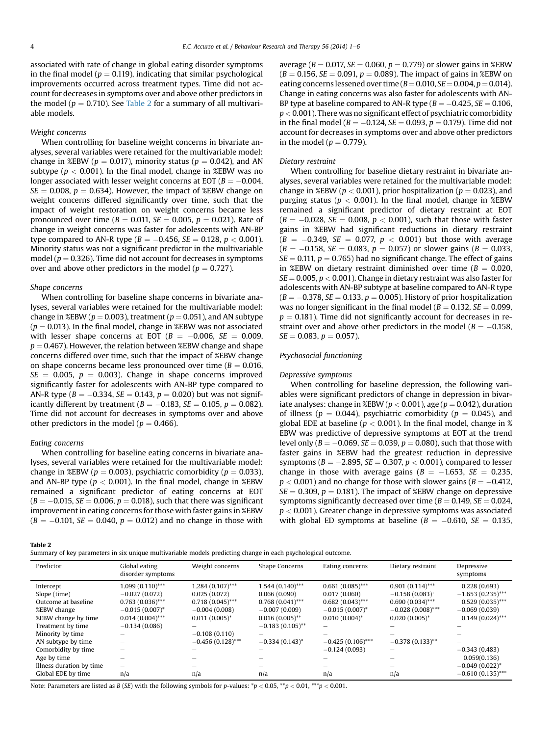associated with rate of change in global eating disorder symptoms in the final model ($p = 0.119$), indicating that similar psychological improvements occurred across treatment types. Time did not account for decreases in symptoms over and above other predictors in the model ($p = 0.710$). See Table 2 for a summary of all multivariable models.

*Weight concerns*

When controlling for baseline weight concerns in bivariate analyses, several variables were retained for the multivariable model: change in %EBW ($p = 0.017$), minority status ($p = 0.042$), and AN subtype ($p < 0.001$). In the final model, change in %EBW was no longer associated with lesser weight concerns at EOT ($B = -0.004$, $SE = 0.008$, $p = 0.634$). However, the impact of %EBW change on weight concerns differed significantly over time, such that the impact of weight restoration on weight concerns became less pronounced over time ($B = 0.011$, $SE = 0.005$, $p = 0.021$). Rate of change in weight concerns was faster for adolescents with AN-BP type compared to AN-R type ($B = -0.456$, $SE = 0.128$, $p < 0.001$). Minority status was not a significant predictor in the multivariable model ($p = 0.326$). Time did not account for decreases in symptoms over and above other predictors in the model ($p = 0.727$).

*Shape concerns*

When controlling for baseline shape concerns in bivariate analyses, several variables were retained for the multivariable model: change in %EBW ($p = 0.003$), treatment ($p = 0.051$), and AN subtype ($p = 0.013$). In the final model, change in %EBW was not associated with lesser shape concerns at EOT ($B = -0.006$, $SE = 0.009$, $p = 0.467$). However, the relation between %EBW change and shape concerns differed over time, such that the impact of %EBW change on shape concerns became less pronounced over time ($B = 0.016$, $SE = 0.005$, $p = 0.003$). Change in shape concerns improved significantly faster for adolescents with AN-BP type compared to AN-R type ($B = -0.334$, $SE = 0.143$, $p = 0.020$) but was not significantly different by treatment ($B = -0.183$, $SE = 0.105$, $p = 0.082$). Time did not account for decreases in symptoms over and above other predictors in the model ($p = 0.466$).

*Eating concerns*

When controlling for baseline eating concerns in bivariate analyses, several variables were retained for the multivariable model: change in %EBW ($p = 0.003$), psychiatric comorbidity ($p = 0.033$), and AN-BP type ($p < 0.001$). In the final model, change in %EBW remained a significant predictor of eating concerns at EOT ($B = -0.015$, $SE = 0.006$, $p = 0.018$), such that there was significant improvement in eating concerns for those with faster gains in %EBW ($B = -0.101$, $SE = 0.040$, $p = 0.012$) and no change in those with average ($B = 0.017$, $SE = 0.060$, $p = 0.779$) or slower gains in %EBW ($B = 0.156$, $SE = 0.091$, $p = 0.089$). The impact of gains in %EBW on eating concerns lessened over time ($B = 0.010$, $SE = 0.004$, $p = 0.014$). Change in eating concerns was also faster for adolescents with AN-BP type at baseline compared to AN-R type ($B = -0.425$, $SE = 0.106$, $p < 0.001$). There was no significant effect of psychiatric comorbidity in the final model ($B = -0.124$, $SE = 0.093$, $p = 0.179$). Time did not account for decreases in symptoms over and above other predictors in the model ($p = 0.779$).

*Dietary restraint*

When controlling for baseline dietary restraint in bivariate analyses, several variables were retained for the multivariable model: change in %EBW ($p < 0.001$), prior hospitalization ($p = 0.023$), and purging status ($p < 0.001$). In the final model, change in %EBW remained a significant predictor of dietary restraint at EOT ($B = -0.028$, $SE = 0.008$, $p < 0.001$), such that those with faster gains in %EBW had significant reductions in dietary restraint ($B = -0.349$, $SE = 0.077$, $p < 0.001$) but those with average ($B = -0.158$, $SE = 0.083$, $p = 0.057$) or slower gains ($B = 0.033$, $SE = 0.111$, $p = 0.765$) had no significant change. The effect of gains in %EBW on dietary restraint diminished over time ($B = 0.020$, $SE = 0.005$, $p < 0.001$). Change in dietary restraint was also faster for adolescents with AN-BP subtype at baseline compared to AN-R type ($B = -0.378$, $SE = 0.133$, $p = 0.005$). History of prior hospitalization was no longer significant in the final model ($B = 0.132$, $SE = 0.099$, $p = 0.181$). Time did not significantly account for decreases in restraint over and above other predictors in the model ($B = -0.158$, $SE = 0.083$, $p = 0.057$).

*Psychosocial functioning*

*Depressive symptoms*

When controlling for baseline depression, the following variables were significant predictors of change in depression in bivariate analyses: change in %EBW ($p < 0.001$), age ($p = 0.042$), duration of illness ($p = 0.044$), psychiatric comorbidity ($p = 0.045$), and global EDE at baseline ($p < 0.001$). In the final model, change in %EBW was predictive of depressive symptoms at EOT at the trend level only ($B = -0.069$, $SE = 0.039$, $p = 0.080$), such that those with faster gains in %EBW had the greatest reduction in depressive symptoms ($B = -2.895$, $SE = 0.307$, $p < 0.001$), compared to lesser change in those with average gains ($B = -1.653$, $SE = 0.235$, $p < 0.001$) and no change for those with slower gains ($B = -0.412$, $SE = 0.309$, $p = 0.181$). The impact of %EBW change on depressive symptoms significantly decreased over time ($B = 0.149$, $SE = 0.024$, $p < 0.001$). Greater change in depressive symptoms was associated with global ED symptoms at baseline ($B = -0.610$, $SE = 0.135$,

**Table 2**
Summary of key parameters in six unique multivariable models predicting change in each psychological outcome.

| Predictor | Global eating disorder symptoms | Weight concerns | Shape Concerns | Eating concerns | Dietary restraint | Depressive symptoms |
|---|---|---|---|---|---|---|
| Intercept | 1.099 (0.110)*** | 1.284 (0.107)*** | 1.544 (0.140)*** | 0.661 (0.085)*** | 0.901 (0.114)*** | 0.228 (0.693) |
| Slope (time) | −0.027 (0.072) | 0.025 (0.072) | 0.066 (0.090) | 0.017 (0.060) | −0.158 (0.083)* | −1.653 (0.235)*** |
| Outcome at baseline | 0.763 (0.036)*** | 0.718 (0.045)*** | 0.768 (0.041)*** | 0.682 (0.043)*** | 0.690 (0.034)*** | 0.529 (0.035)*** |
| %EBW change | −0.015 (0.007)* | −0.004 (0.008) | −0.007 (0.009) | −0.015 (0.007)* | −0.028 (0.008)*** | −0.069 (0.039) |
| %EBW change by time | 0.014 (0.004)*** | 0.011 (0.005)* | 0.016 (0.005)** | 0.010 (0.004)* | 0.020 (0.005)* | 0.149 (0.024)*** |
| Treatment by time | −0.134 (0.086) | – | −0.183 (0.105)** | – | – | – |
| Minority by time | – | −0.108 (0.110) | – | – | – | – |
| AN subtype by time | – | −0.456 (0.128)*** | −0.334 (0.143)* | −0.425 (0.106)*** | −0.378 (0.133)** | – |
| Comorbidity by time | – | – | – | −0.124 (0.093) | – | −0.343 (0.483) |
| Age by time | – | – | – | – | – | 0.059(0.136) |
| Illness duration by time | – | – | – | – | – | −0.049 (0.022)* |
| Global EDE by time | n/a | n/a | n/a | n/a | n/a | −0.610 (0.135)*** |

Note: Parameters are listed as $B$ ($SE$) with the following symbols for $p$-values: $^{*}p < 0.05$, $^{**}p < 0.01$, $^{***}p < 0.001$.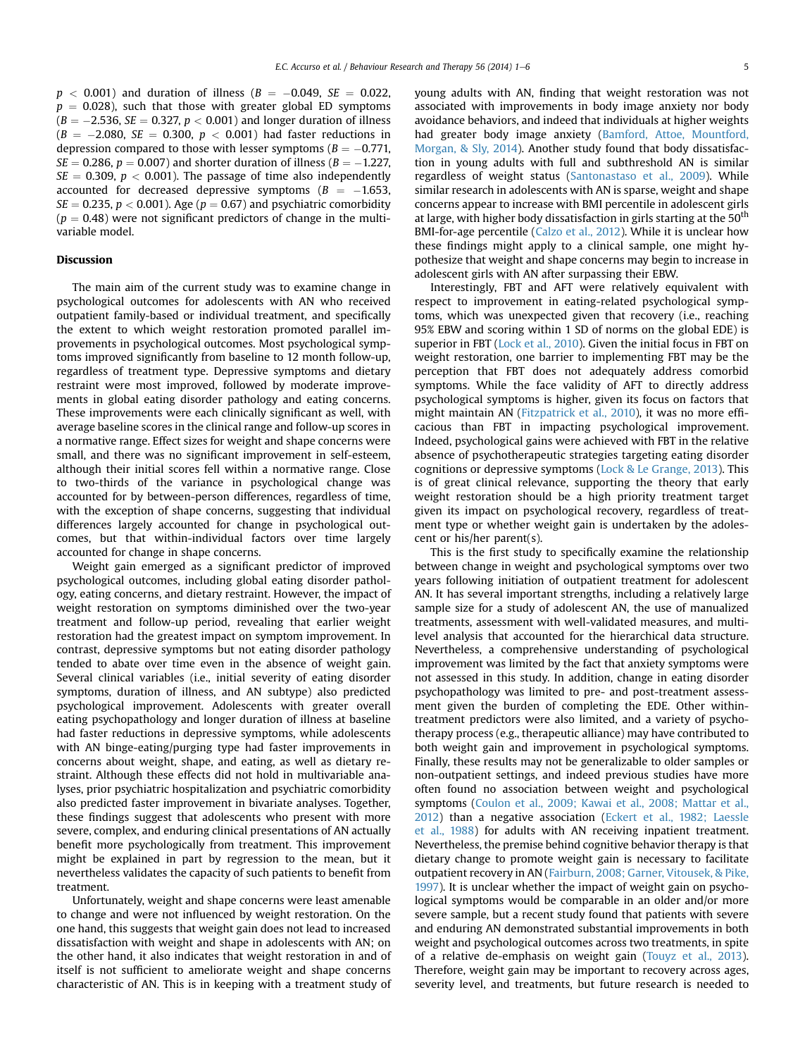$p < 0.001$) and duration of illness ($B = -0.049$, $SE = 0.022$, $p = 0.028$), such that those with greater global ED symptoms ($B = -2.536$, $SE = 0.327$, $p < 0.001$) and longer duration of illness ($B = -2.080$, $SE = 0.300$, $p < 0.001$) had faster reductions in depression compared to those with lesser symptoms ($B = -0.771$, $SE = 0.286$, $p = 0.007$) and shorter duration of illness ($B = -1.227$, $SE = 0.309$, $p < 0.001$). The passage of time also independently accounted for decreased depressive symptoms ($B = -1.653$, $SE = 0.235$, $p < 0.001$). Age ($p = 0.67$) and psychiatric comorbidity ($p = 0.48$) were not significant predictors of change in the multivariable model.

## Discussion

The main aim of the current study was to examine change in psychological outcomes for adolescents with AN who received outpatient family-based or individual treatment, and specifically the extent to which weight restoration promoted parallel improvements in psychological outcomes. Most psychological symptoms improved significantly from baseline to 12 month follow-up, regardless of treatment type. Depressive symptoms and dietary restraint were most improved, followed by moderate improvements in global eating disorder pathology and eating concerns. These improvements were each clinically significant as well, with average baseline scores in the clinical range and follow-up scores in a normative range. Effect sizes for weight and shape concerns were small, and there was no significant improvement in self-esteem, although their initial scores fell within a normative range. Close to two-thirds of the variance in psychological change was accounted for by between-person differences, regardless of time, with the exception of shape concerns, suggesting that individual differences largely accounted for change in psychological outcomes, but that within-individual factors over time largely accounted for change in shape concerns.

Weight gain emerged as a significant predictor of improved psychological outcomes, including global eating disorder pathology, eating concerns, and dietary restraint. However, the impact of weight restoration on symptoms diminished over the two-year treatment and follow-up period, revealing that earlier weight restoration had the greatest impact on symptom improvement. In contrast, depressive symptoms but not eating disorder pathology tended to abate over time even in the absence of weight gain. Several clinical variables (i.e., initial severity of eating disorder symptoms, duration of illness, and AN subtype) also predicted psychological improvement. Adolescents with greater overall eating psychopathology and longer duration of illness at baseline had faster reductions in depressive symptoms, while adolescents with AN binge-eating/purging type had faster improvements in concerns about weight, shape, and eating, as well as dietary restraint. Although these effects did not hold in multivariable analyses, prior psychiatric hospitalization and psychiatric comorbidity also predicted faster improvement in bivariate analyses. Together, these findings suggest that adolescents who present with more severe, complex, and enduring clinical presentations of AN actually benefit more psychologically from treatment. This improvement might be explained in part by regression to the mean, but it nevertheless validates the capacity of such patients to benefit from treatment.

Unfortunately, weight and shape concerns were least amenable to change and were not influenced by weight restoration. On the one hand, this suggests that weight gain does not lead to increased dissatisfaction with weight and shape in adolescents with AN; on the other hand, it also indicates that weight restoration in and of itself is not sufficient to ameliorate weight and shape concerns characteristic of AN. This is in keeping with a treatment study of young adults with AN, finding that weight restoration was not associated with improvements in body image anxiety nor body avoidance behaviors, and indeed that individuals at higher weights had greater body image anxiety (Bamford, Attoe, Mountford, Morgan, & Sly, 2014). Another study found that body dissatisfaction in young adults with full and subthreshold AN is similar regardless of weight status (Santonastaso et al., 2009). While similar research in adolescents with AN is sparse, weight and shape concerns appear to increase with BMI percentile in adolescent girls at large, with higher body dissatisfaction in girls starting at the 50th BMI-for-age percentile (Calzo et al., 2012). While it is unclear how these findings might apply to a clinical sample, one might hypothesize that weight and shape concerns may begin to increase in adolescent girls with AN after surpassing their EBW.

Interestingly, FBT and AFT were relatively equivalent with respect to improvement in eating-related psychological symptoms, which was unexpected given that recovery (i.e., reaching 95% EBW and scoring within 1 SD of norms on the global EDE) is superior in FBT (Lock et al., 2010). Given the initial focus in FBT on weight restoration, one barrier to implementing FBT may be the perception that FBT does not adequately address comorbid symptoms. While the face validity of AFT to directly address psychological symptoms is higher, given its focus on factors that might maintain AN (Fitzpatrick et al., 2010), it was no more efficacious than FBT in impacting psychological improvement. Indeed, psychological gains were achieved with FBT in the relative absence of psychotherapeutic strategies targeting eating disorder cognitions or depressive symptoms (Lock & Le Grange, 2013). This is of great clinical relevance, supporting the theory that early weight restoration should be a high priority treatment target given its impact on psychological recovery, regardless of treatment type or whether weight gain is undertaken by the adolescent or his/her parent(s).

This is the first study to specifically examine the relationship between change in weight and psychological symptoms over two years following initiation of outpatient treatment for adolescent AN. It has several important strengths, including a relatively large sample size for a study of adolescent AN, the use of manualized treatments, assessment with well-validated measures, and multilevel analysis that accounted for the hierarchical data structure. Nevertheless, a comprehensive understanding of psychological improvement was limited by the fact that anxiety symptoms were not assessed in this study. In addition, change in eating disorder psychopathology was limited to pre- and post-treatment assessment given the burden of completing the EDE. Other within-treatment predictors were also limited, and a variety of psychotherapy process (e.g., therapeutic alliance) may have contributed to both weight gain and improvement in psychological symptoms. Finally, these results may not be generalizable to older samples or non-outpatient settings, and indeed previous studies have more often found no association between weight and psychological symptoms (Coulon et al., 2009; Kawai et al., 2008; Mattar et al., 2012) than a negative association (Eckert et al., 1982; Laessle et al., 1988) for adults with AN receiving inpatient treatment. Nevertheless, the premise behind cognitive behavior therapy is that dietary change to promote weight gain is necessary to facilitate outpatient recovery in AN (Fairburn, 2008; Garner, Vitousek, & Pike, 1997). It is unclear whether the impact of weight gain on psychological symptoms would be comparable in an older and/or more severe sample, but a recent study found that patients with severe and enduring AN demonstrated substantial improvements in both weight and psychological outcomes across two treatments, in spite of a relative de-emphasis on weight gain (Touyz et al., 2013). Therefore, weight gain may be important to recovery across ages, severity level, and treatments, but future research is needed to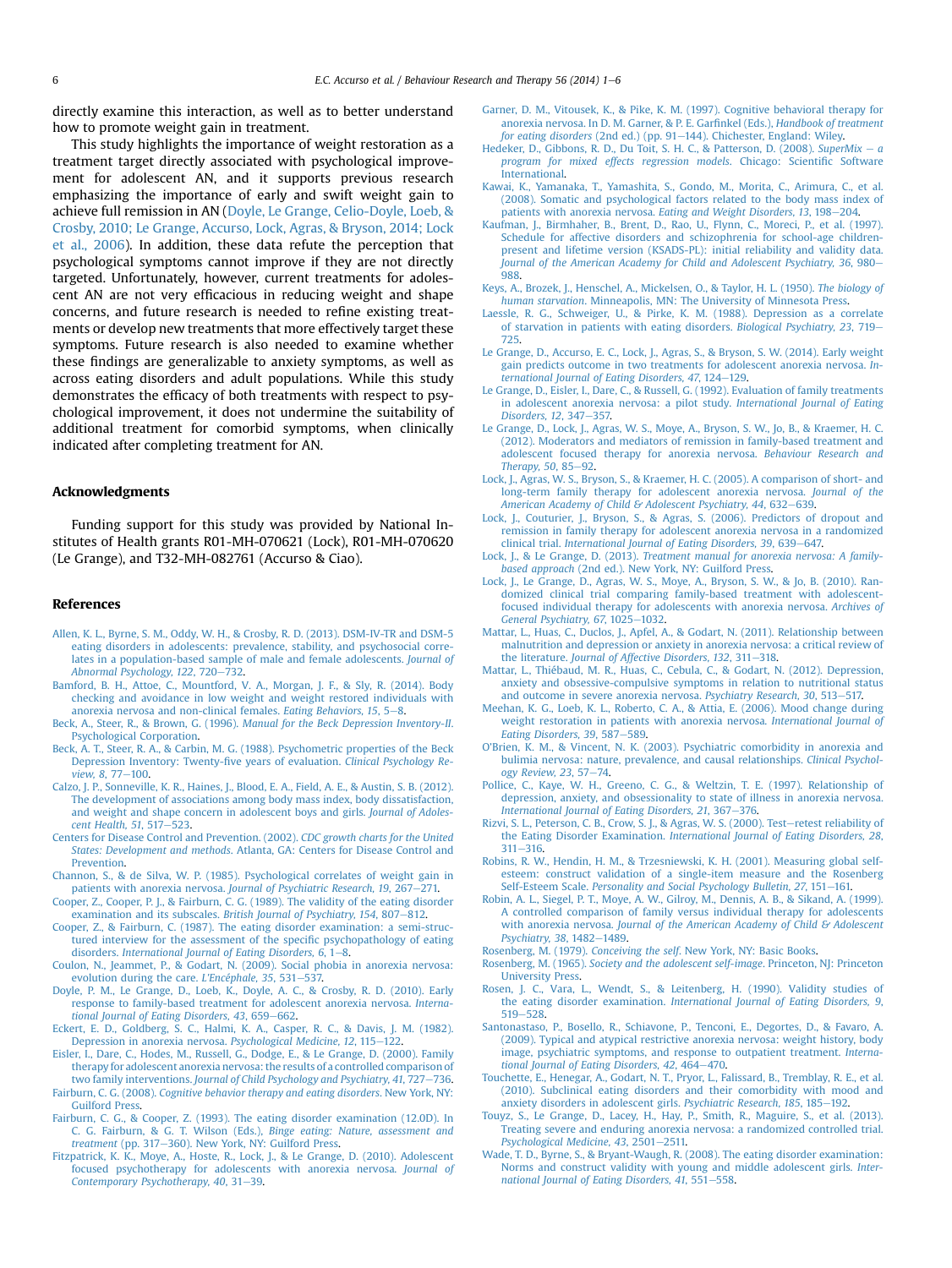directly examine this interaction, as well as to better understand how to promote weight gain in treatment.

This study highlights the importance of weight restoration as a treatment target directly associated with psychological improvement for adolescent AN, and it supports previous research emphasizing the importance of early and swift weight gain to achieve full remission in AN (Doyle, Le Grange, Celio-Doyle, Loeb, & Crosby, 2010; Le Grange, Accurso, Lock, Agras, & Bryson, 2014; Lock et al., 2006). In addition, these data refute the perception that psychological symptoms cannot improve if they are not directly targeted. Unfortunately, however, current treatments for adolescent AN are not very efficacious in reducing weight and shape concerns, and future research is needed to refine existing treatments or develop new treatments that more effectively target these symptoms. Future research is also needed to examine whether these findings are generalizable to anxiety symptoms, as well as across eating disorders and adult populations. While this study demonstrates the efficacy of both treatments with respect to psychological improvement, it does not undermine the suitability of additional treatment for comorbid symptoms, when clinically indicated after completing treatment for AN.

## Acknowledgments

Funding support for this study was provided by National Institutes of Health grants R01-MH-070621 (Lock), R01-MH-070620 (Le Grange), and T32-MH-082761 (Accurso & Ciao).

## References

Allen, K. L., Byrne, S. M., Oddy, W. H., & Crosby, R. D. (2013). DSM-IV-TR and DSM-5 eating disorders in adolescents: prevalence, stability, and psychosocial correlates in a population-based sample of male and female adolescents. *Journal of Abnormal Psychology, 122*, 720–732.

Bamford, B. H., Attoe, C., Mountford, V. A., Morgan, J. F., & Sly, R. (2014). Body checking and avoidance in low weight and weight restored individuals with anorexia nervosa and non-clinical females. *Eating Behaviors, 15*, 5–8.

Beck, A., Steer, R., & Brown, G. (1996). *Manual for the Beck Depression Inventory-II*. Psychological Corporation.

Beck, A. T., Steer, R. A., & Carbin, M. G. (1988). Psychometric properties of the Beck Depression Inventory: Twenty-five years of evaluation. *Clinical Psychology Review, 8*, 77–100.

Calzo, J. P., Sonneville, K. R., Haines, J., Blood, E. A., Field, A. E., & Austin, S. B. (2012). The development of associations among body mass index, body dissatisfaction, and weight and shape concern in adolescent boys and girls. *Journal of Adolescent Health, 51*, 517–523.

Centers for Disease Control and Prevention. (2002). *CDC growth charts for the United States: Development and methods*. Atlanta, GA: Centers for Disease Control and Prevention.

Channon, S., & de Silva, W. P. (1985). Psychological correlates of weight gain in patients with anorexia nervosa. *Journal of Psychiatric Research, 19*, 267–271.

Cooper, Z., Cooper, P. J., & Fairburn, C. G. (1989). The validity of the eating disorder examination and its subscales. *British Journal of Psychiatry, 154*, 807–812.

Cooper, Z., & Fairburn, C. (1987). The eating disorder examination: a semi-structured interview for the assessment of the specific psychopathology of eating disorders. *International Journal of Eating Disorders, 6*, 1–8.

Coulon, N., Jeammet, P., & Godart, N. (2009). Social phobia in anorexia nervosa: evolution during the care. *L'Encéphale, 35*, 531–537.

Doyle, P. M., Le Grange, D., Loeb, K., Doyle, A. C., & Crosby, R. D. (2010). Early response to family-based treatment for adolescent anorexia nervosa. *International Journal of Eating Disorders, 43*, 659–662.

Eckert, E. D., Goldberg, S. C., Halmi, K. A., Casper, R. C., & Davis, J. M. (1982). Depression in anorexia nervosa. *Psychological Medicine, 12*, 115–122.

Eisler, I., Dare, C., Hodes, M., Russell, G., Dodge, E., & Le Grange, D. (2000). Family therapy for adolescent anorexia nervosa: the results of a controlled comparison of two family interventions. *Journal of Child Psychology and Psychiatry, 41*, 727–736.

Fairburn, C. G. (2008). *Cognitive behavior therapy and eating disorders*. New York, NY: Guilford Press.

Fairburn, C. G., & Cooper, Z. (1993). The eating disorder examination (12.0D). In C. G. Fairburn, & G. T. Wilson (Eds.), *Binge eating: Nature, assessment and treatment* (pp. 317–360). New York, NY: Guilford Press.

Fitzpatrick, K. K., Moye, A., Hoste, R., Lock, J., & Le Grange, D. (2010). Adolescent focused psychotherapy for adolescents with anorexia nervosa. *Journal of Contemporary Psychotherapy, 40*, 31–39.

Garner, D. M., Vitousek, K., & Pike, K. M. (1997). Cognitive behavioral therapy for anorexia nervosa. In D. M. Garner, & P. E. Garfinkel (Eds.), *Handbook of treatment for eating disorders* (2nd ed.) (pp. 91–144). Chichester, England: Wiley.

Hedeker, D., Gibbons, R. D., Du Toit, S. H. C., & Patterson, D. (2008). *SuperMix – a program for mixed effects regression models*. Chicago: Scientific Software International.

Kawai, K., Yamanaka, T., Yamashita, S., Gondo, M., Morita, C., Arimura, C., et al. (2008). Somatic and psychological factors related to the body mass index of patients with anorexia nervosa. *Eating and Weight Disorders, 13*, 198–204.

Kaufman, J., Birmhaher, B., Brent, D., Rao, U., Flynn, C., Moreci, P., et al. (1997). Schedule for affective disorders and schizophrenia for school-age children-present and lifetime version (KSADS-PL): initial reliability and validity data. *Journal of the American Academy for Child and Adolescent Psychiatry, 36*, 980–988.

Keys, A., Brozek, J., Henschel, A., Mickelsen, O., & Taylor, H. L. (1950). *The biology of human starvation*. Minneapolis, MN: The University of Minnesota Press.

Laessle, R. G., Schweiger, U., & Pirke, K. M. (1988). Depression as a correlate of starvation in patients with eating disorders. *Biological Psychiatry, 23*, 719–725.

Le Grange, D., Accurso, E. C., Lock, J., Agras, S., & Bryson, S. W. (2014). Early weight gain predicts outcome in two treatments for adolescent anorexia nervosa. *International Journal of Eating Disorders, 47*, 124–129.

Le Grange, D., Eisler, I., Dare, C., & Russell, G. (1992). Evaluation of family treatments in adolescent anorexia nervosa: a pilot study. *International Journal of Eating Disorders, 12*, 347–357.

Le Grange, D., Lock, J., Agras, W. S., Moye, A., Bryson, S. W., Jo, B., & Kraemer, H. C. (2012). Moderators and mediators of remission in family-based treatment and adolescent focused therapy for anorexia nervosa. *Behaviour Research and Therapy, 50*, 85–92.

Lock, J., Agras, W. S., Bryson, S., & Kraemer, H. C. (2005). A comparison of short- and long-term family therapy for adolescent anorexia nervosa. *Journal of the American Academy of Child & Adolescent Psychiatry, 44*, 632–639.

Lock, J., Couturier, J., Bryson, S., & Agras, S. (2006). Predictors of dropout and remission in family therapy for adolescent anorexia nervosa in a randomized clinical trial. *International Journal of Eating Disorders, 39*, 639–647.

Lock, J., & Le Grange, D. (2013). *Treatment manual for anorexia nervosa: A family-based approach* (2nd ed.). New York, NY: Guilford Press.

Lock, J., Le Grange, D., Agras, W. S., Moye, A., Bryson, S. W., & Jo, B. (2010). Randomized clinical trial comparing family-based treatment with adolescent-focused individual therapy for adolescents with anorexia nervosa. *Archives of General Psychiatry, 67*, 1025–1032.

Mattar, L., Huas, C., Duclos, J., Apfel, A., & Godart, N. (2011). Relationship between malnutrition and depression or anxiety in anorexia nervosa: a critical review of the literature. *Journal of Affective Disorders, 132*, 311–318.

Mattar, L., Thiébaud, M. R., Huas, C., Cebula, C., & Godart, N. (2012). Depression, anxiety and obsessive-compulsive symptoms in relation to nutritional status and outcome in severe anorexia nervosa. *Psychiatry Research, 30*, 513–517.

Meehan, K. G., Loeb, K. L., Roberto, C. A., & Attia, E. (2006). Mood change during weight restoration in patients with anorexia nervosa. *International Journal of Eating Disorders, 39*, 587–589.

O'Brien, K. M., & Vincent, N. K. (2003). Psychiatric comorbidity in anorexia and bulimia nervosa: nature, prevalence, and causal relationships. *Clinical Psychology Review, 23*, 57–74.

Pollice, C., Kaye, W. H., Greeno, C. G., & Weltzin, T. E. (1997). Relationship of depression, anxiety, and obsessionality to state of illness in anorexia nervosa. *International Journal of Eating Disorders, 21*, 367–376.

Rizvi, S. L., Peterson, C. B., Crow, S. J., & Agras, W. S. (2000). Test–retest reliability of the Eating Disorder Examination. *International Journal of Eating Disorders, 28*, 311–316.

Robins, R. W., Hendin, H. M., & Trzesniewski, K. H. (2001). Measuring global self-esteem: construct validation of a single-item measure and the Rosenberg Self-Esteem Scale. *Personality and Social Psychology Bulletin, 27*, 151–161.

Robin, A. L., Siegel, P. T., Moye, A. W., Gilroy, M., Dennis, A. B., & Sikand, A. (1999). A controlled comparison of family versus individual therapy for adolescents with anorexia nervosa. *Journal of the American Academy of Child & Adolescent Psychiatry, 38*, 1482–1489.

Rosenberg, M. (1979). *Conceiving the self*. New York, NY: Basic Books.

Rosenberg, M. (1965). *Society and the adolescent self-image*. Princeton, NJ: Princeton University Press.

Rosen, J. C., Vara, L., Wendt, S., & Leitenberg, H. (1990). Validity studies of the eating disorder examination. *International Journal of Eating Disorders, 9*, 519–528.

Santonastaso, P., Bosello, R., Schiavone, P., Tenconi, E., Degortes, D., & Favaro, A. (2009). Typical and atypical restrictive anorexia nervosa: weight history, body image, psychiatric symptoms, and response to outpatient treatment. *International Journal of Eating Disorders, 42*, 464–470.

Touchette, E., Henegar, A., Godart, N. T., Pryor, L., Falissard, B., Tremblay, R. E., et al. (2010). Subclinical eating disorders and their comorbidity with mood and anxiety disorders in adolescent girls. *Psychiatric Research, 185*, 185–192.

Touyz, S., Le Grange, D., Lacey, H., Hay, P., Smith, R., Maguire, S., et al. (2013). Treating severe and enduring anorexia nervosa: a randomized controlled trial. *Psychological Medicine, 43*, 2501–2511.

Wade, T. D., Byrne, S., & Bryant-Waugh, R. (2008). The eating disorder examination: Norms and construct validity with young and middle adolescent girls. *International Journal of Eating Disorders, 41*, 551–558.